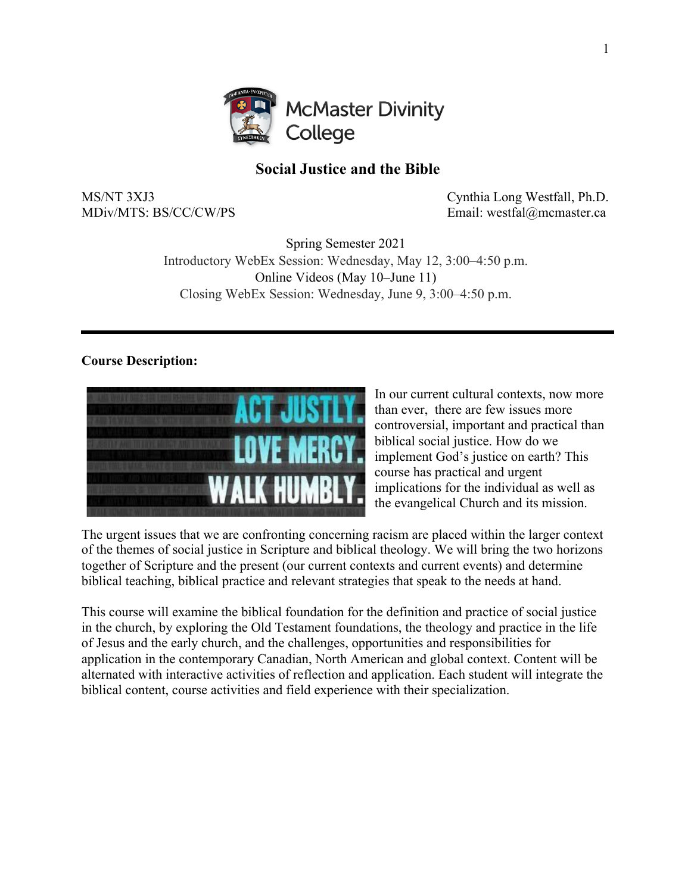McMaster Divinity College

# Social Justice and the Bible

MS/NT 3XJ3
MDiv/MTS: BS/CC/CW/PS

Cynthia Long Westfall, Ph.D.
Email: westfal@mcmaster.ca

Spring Semester 2021
Introductory WebEx Session: Wednesday, May 12, 3:00–4:50 p.m.
Online Videos (May 10–June 11)
Closing WebEx Session: Wednesday, June 9, 3:00–4:50 p.m.

---

**Course Description:**

In our current cultural contexts, now more than ever, there are few issues more controversial, important and practical than biblical social justice. How do we implement God's justice on earth? This course has practical and urgent implications for the individual as well as the evangelical Church and its mission.

The urgent issues that we are confronting concerning racism are placed within the larger context of the themes of social justice in Scripture and biblical theology. We will bring the two horizons together of Scripture and the present (our current contexts and current events) and determine biblical teaching, biblical practice and relevant strategies that speak to the needs at hand.

This course will examine the biblical foundation for the definition and practice of social justice in the church, by exploring the Old Testament foundations, the theology and practice in the life of Jesus and the early church, and the challenges, opportunities and responsibilities for application in the contemporary Canadian, North American and global context. Content will be alternated with interactive activities of reflection and application. Each student will integrate the biblical content, course activities and field experience with their specialization.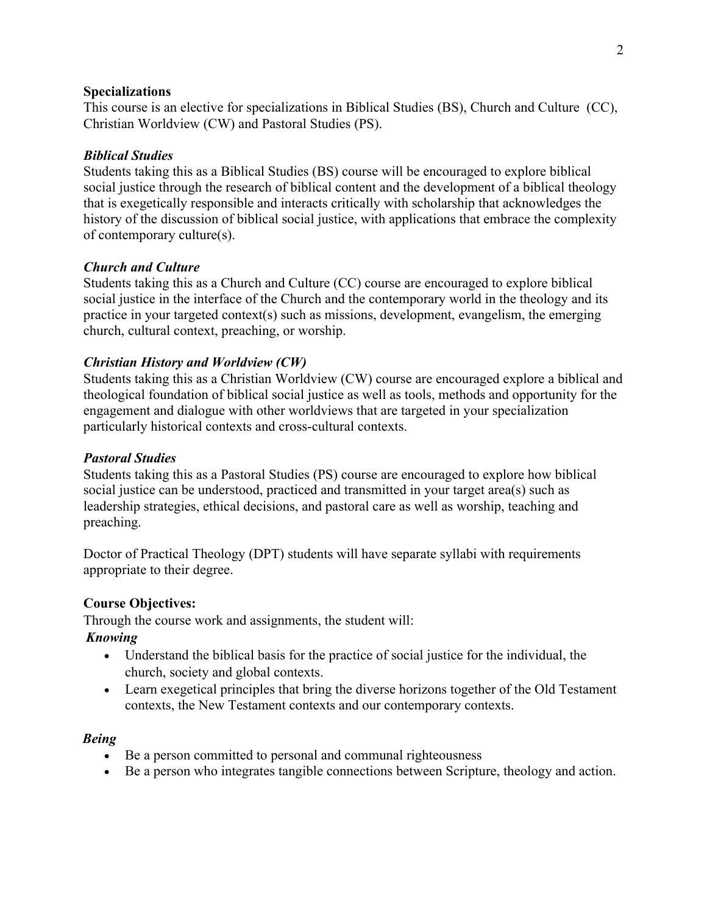**Specializations**

This course is an elective for specializations in Biblical Studies (BS), Church and Culture (CC), Christian Worldview (CW) and Pastoral Studies (PS).

***Biblical Studies***

Students taking this as a Biblical Studies (BS) course will be encouraged to explore biblical social justice through the research of biblical content and the development of a biblical theology that is exegetically responsible and interacts critically with scholarship that acknowledges the history of the discussion of biblical social justice, with applications that embrace the complexity of contemporary culture(s).

***Church and Culture***

Students taking this as a Church and Culture (CC) course are encouraged to explore biblical social justice in the interface of the Church and the contemporary world in the theology and its practice in your targeted context(s) such as missions, development, evangelism, the emerging church, cultural context, preaching, or worship.

***Christian History and Worldview (CW)***

Students taking this as a Christian Worldview (CW) course are encouraged explore a biblical and theological foundation of biblical social justice as well as tools, methods and opportunity for the engagement and dialogue with other worldviews that are targeted in your specialization particularly historical contexts and cross-cultural contexts.

***Pastoral Studies***

Students taking this as a Pastoral Studies (PS) course are encouraged to explore how biblical social justice can be understood, practiced and transmitted in your target area(s) such as leadership strategies, ethical decisions, and pastoral care as well as worship, teaching and preaching.

Doctor of Practical Theology (DPT) students will have separate syllabi with requirements appropriate to their degree.

**Course Objectives:**

Through the course work and assignments, the student will:

***Knowing***

- Understand the biblical basis for the practice of social justice for the individual, the church, society and global contexts.
- Learn exegetical principles that bring the diverse horizons together of the Old Testament contexts, the New Testament contexts and our contemporary contexts.

***Being***

- Be a person committed to personal and communal righteousness
- Be a person who integrates tangible connections between Scripture, theology and action.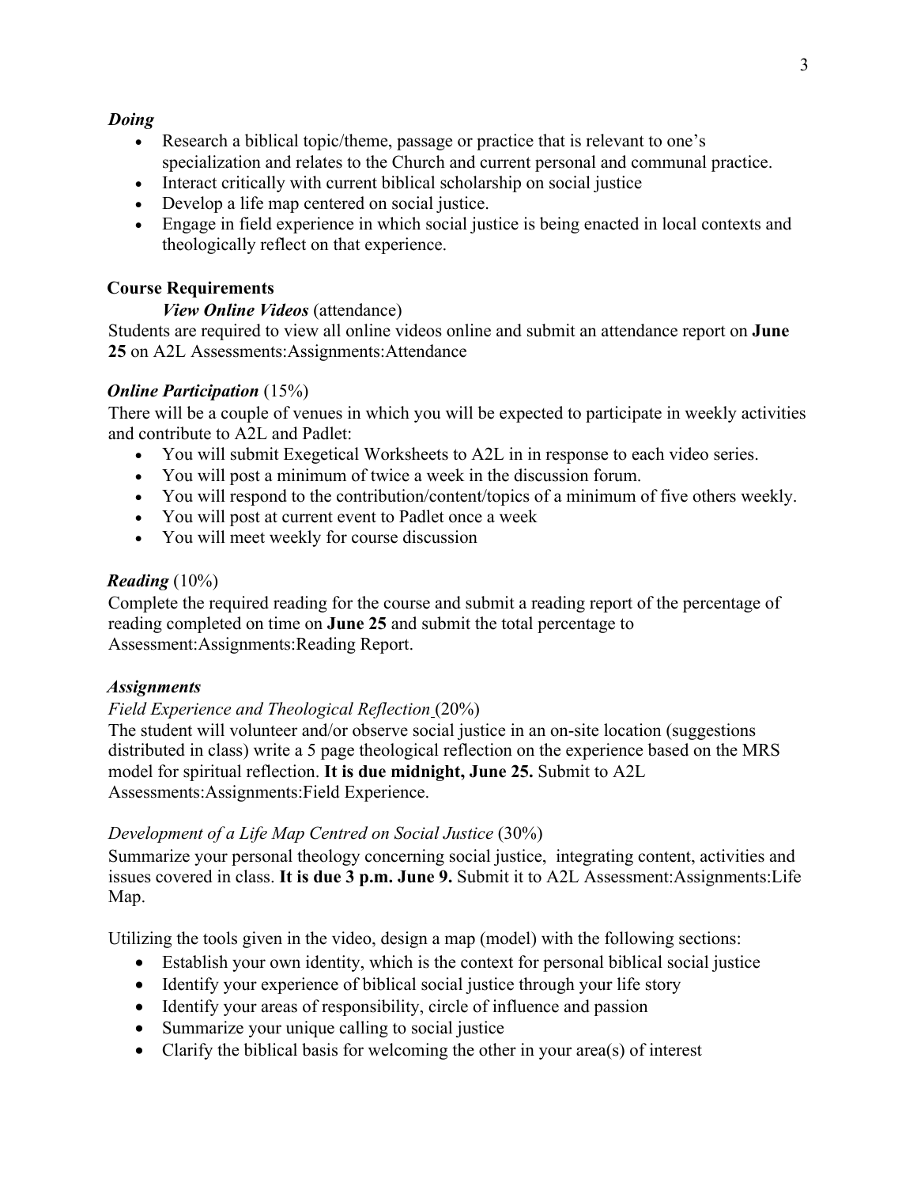***Doing***

- Research a biblical topic/theme, passage or practice that is relevant to one's specialization and relates to the Church and current personal and communal practice.
- Interact critically with current biblical scholarship on social justice
- Develop a life map centered on social justice.
- Engage in field experience in which social justice is being enacted in local contexts and theologically reflect on that experience.

## Course Requirements

***View Online Videos*** (attendance)

Students are required to view all online videos online and submit an attendance report on **June 25** on A2L Assessments:Assignments:Attendance

***Online Participation*** (15%)

There will be a couple of venues in which you will be expected to participate in weekly activities and contribute to A2L and Padlet:

- You will submit Exegetical Worksheets to A2L in in response to each video series.
- You will post a minimum of twice a week in the discussion forum.
- You will respond to the contribution/content/topics of a minimum of five others weekly.
- You will post at current event to Padlet once a week
- You will meet weekly for course discussion

***Reading*** (10%)

Complete the required reading for the course and submit a reading report of the percentage of reading completed on time on **June 25** and submit the total percentage to Assessment:Assignments:Reading Report.

***Assignments***

*Field Experience and Theological Reflection* (20%)

The student will volunteer and/or observe social justice in an on-site location (suggestions distributed in class) write a 5 page theological reflection on the experience based on the MRS model for spiritual reflection. **It is due midnight, June 25.** Submit to A2L Assessments:Assignments:Field Experience.

*Development of a Life Map Centred on Social Justice* (30%)

Summarize your personal theology concerning social justice, integrating content, activities and issues covered in class. **It is due 3 p.m. June 9.** Submit it to A2L Assessment:Assignments:Life Map.

Utilizing the tools given in the video, design a map (model) with the following sections:

- Establish your own identity, which is the context for personal biblical social justice
- Identify your experience of biblical social justice through your life story
- Identify your areas of responsibility, circle of influence and passion
- Summarize your unique calling to social justice
- Clarify the biblical basis for welcoming the other in your area(s) of interest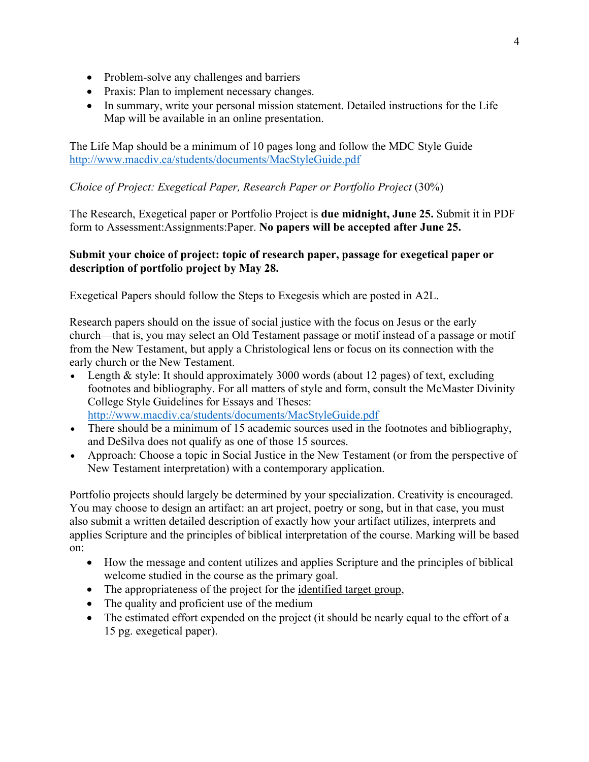- Problem-solve any challenges and barriers
- Praxis: Plan to implement necessary changes.
- In summary, write your personal mission statement. Detailed instructions for the Life Map will be available in an online presentation.

The Life Map should be a minimum of 10 pages long and follow the MDC Style Guide http://www.macdiv.ca/students/documents/MacStyleGuide.pdf

*Choice of Project: Exegetical Paper, Research Paper or Portfolio Project* (30%)

The Research, Exegetical paper or Portfolio Project is **due midnight, June 25.** Submit it in PDF form to Assessment:Assignments:Paper. **No papers will be accepted after June 25.**

**Submit your choice of project: topic of research paper, passage for exegetical paper or description of portfolio project by May 28.**

Exegetical Papers should follow the Steps to Exegesis which are posted in A2L.

Research papers should on the issue of social justice with the focus on Jesus or the early church—that is, you may select an Old Testament passage or motif instead of a passage or motif from the New Testament, but apply a Christological lens or focus on its connection with the early church or the New Testament.

- Length & style: It should approximately 3000 words (about 12 pages) of text, excluding footnotes and bibliography. For all matters of style and form, consult the McMaster Divinity College Style Guidelines for Essays and Theses: http://www.macdiv.ca/students/documents/MacStyleGuide.pdf
- There should be a minimum of 15 academic sources used in the footnotes and bibliography, and DeSilva does not qualify as one of those 15 sources.
- Approach: Choose a topic in Social Justice in the New Testament (or from the perspective of New Testament interpretation) with a contemporary application.

Portfolio projects should largely be determined by your specialization. Creativity is encouraged. You may choose to design an artifact: an art project, poetry or song, but in that case, you must also submit a written detailed description of exactly how your artifact utilizes, interprets and applies Scripture and the principles of biblical interpretation of the course. Marking will be based on:

- How the message and content utilizes and applies Scripture and the principles of biblical welcome studied in the course as the primary goal.
- The appropriateness of the project for the identified target group,
- The quality and proficient use of the medium
- The estimated effort expended on the project (it should be nearly equal to the effort of a 15 pg. exegetical paper).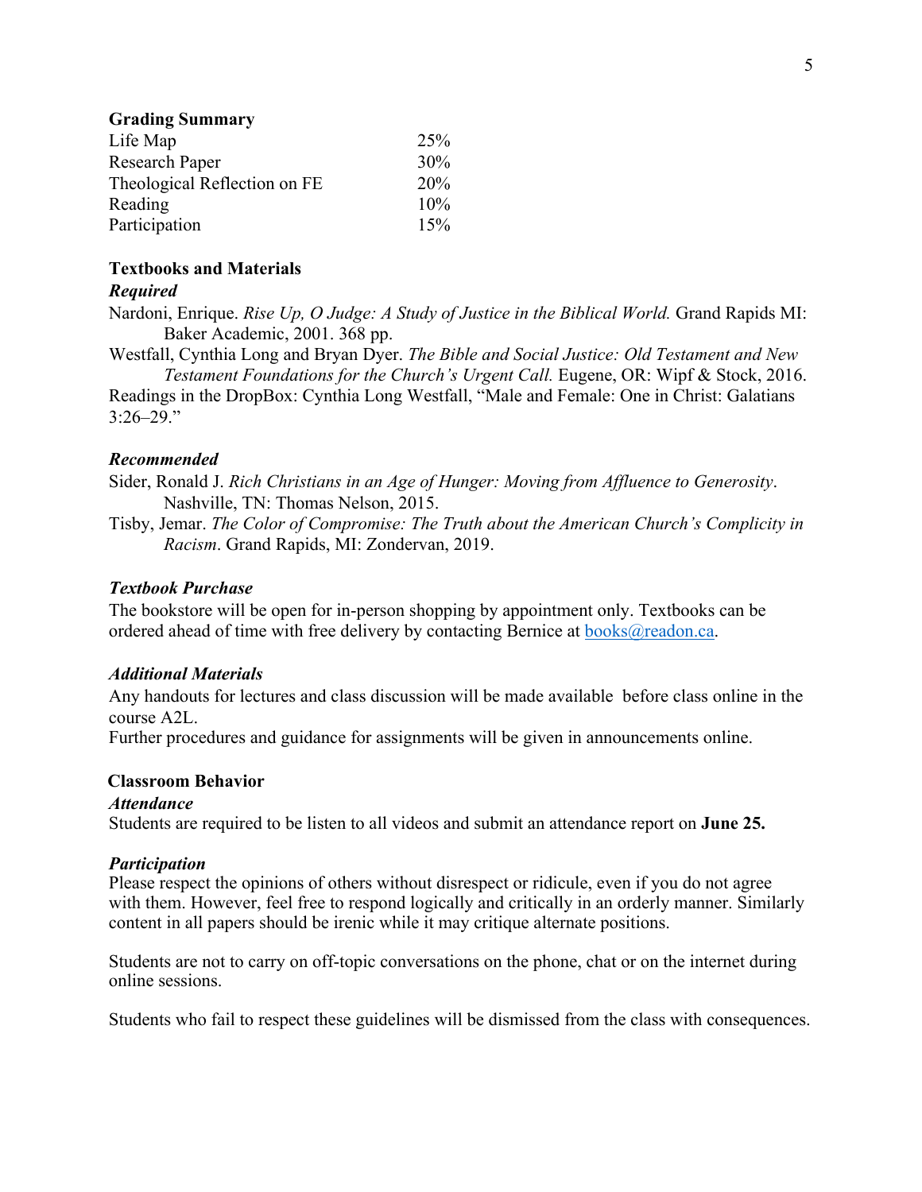**Grading Summary**

| | |
|---|---|
| Life Map | 25% |
| Research Paper | 30% |
| Theological Reflection on FE | 20% |
| Reading | 10% |
| Participation | 15% |

**Textbooks and Materials**

***Required***

Nardoni, Enrique. *Rise Up, O Judge: A Study of Justice in the Biblical World.* Grand Rapids MI: Baker Academic, 2001. 368 pp.

Westfall, Cynthia Long and Bryan Dyer. *The Bible and Social Justice: Old Testament and New Testament Foundations for the Church's Urgent Call.* Eugene, OR: Wipf & Stock, 2016.

Readings in the DropBox: Cynthia Long Westfall, "Male and Female: One in Christ: Galatians 3:26–29."

***Recommended***

Sider, Ronald J. *Rich Christians in an Age of Hunger: Moving from Affluence to Generosity*. Nashville, TN: Thomas Nelson, 2015.

Tisby, Jemar. *The Color of Compromise: The Truth about the American Church's Complicity in Racism*. Grand Rapids, MI: Zondervan, 2019.

***Textbook Purchase***

The bookstore will be open for in-person shopping by appointment only. Textbooks can be ordered ahead of time with free delivery by contacting Bernice at books@readon.ca.

***Additional Materials***

Any handouts for lectures and class discussion will be made available before class online in the course A2L.

Further procedures and guidance for assignments will be given in announcements online.

**Classroom Behavior**

***Attendance***

Students are required to be listen to all videos and submit an attendance report on **June 25.**

***Participation***

Please respect the opinions of others without disrespect or ridicule, even if you do not agree with them. However, feel free to respond logically and critically in an orderly manner. Similarly content in all papers should be irenic while it may critique alternate positions.

Students are not to carry on off-topic conversations on the phone, chat or on the internet during online sessions.

Students who fail to respect these guidelines will be dismissed from the class with consequences.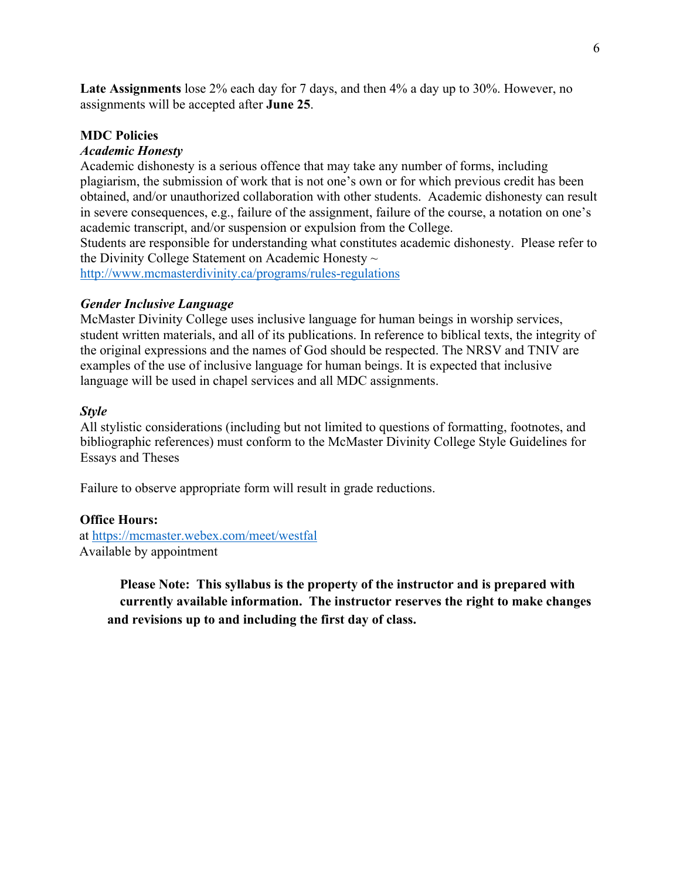**Late Assignments** lose 2% each day for 7 days, and then 4% a day up to 30%. However, no assignments will be accepted after **June 25**.

**MDC Policies**

***Academic Honesty***

Academic dishonesty is a serious offence that may take any number of forms, including plagiarism, the submission of work that is not one's own or for which previous credit has been obtained, and/or unauthorized collaboration with other students. Academic dishonesty can result in severe consequences, e.g., failure of the assignment, failure of the course, a notation on one's academic transcript, and/or suspension or expulsion from the College.

Students are responsible for understanding what constitutes academic dishonesty. Please refer to the Divinity College Statement on Academic Honesty ~ [http://www.mcmasterdivinity.ca/programs/rules-regulations](http://www.mcmasterdivinity.ca/programs/rules-regulations)

***Gender Inclusive Language***

McMaster Divinity College uses inclusive language for human beings in worship services, student written materials, and all of its publications. In reference to biblical texts, the integrity of the original expressions and the names of God should be respected. The NRSV and TNIV are examples of the use of inclusive language for human beings. It is expected that inclusive language will be used in chapel services and all MDC assignments.

***Style***

All stylistic considerations (including but not limited to questions of formatting, footnotes, and bibliographic references) must conform to the McMaster Divinity College Style Guidelines for Essays and Theses

Failure to observe appropriate form will result in grade reductions.

**Office Hours:**

at [https://mcmaster.webex.com/meet/westfal](https://mcmaster.webex.com/meet/westfal)

Available by appointment

**Please Note: This syllabus is the property of the instructor and is prepared with currently available information. The instructor reserves the right to make changes and revisions up to and including the first day of class.**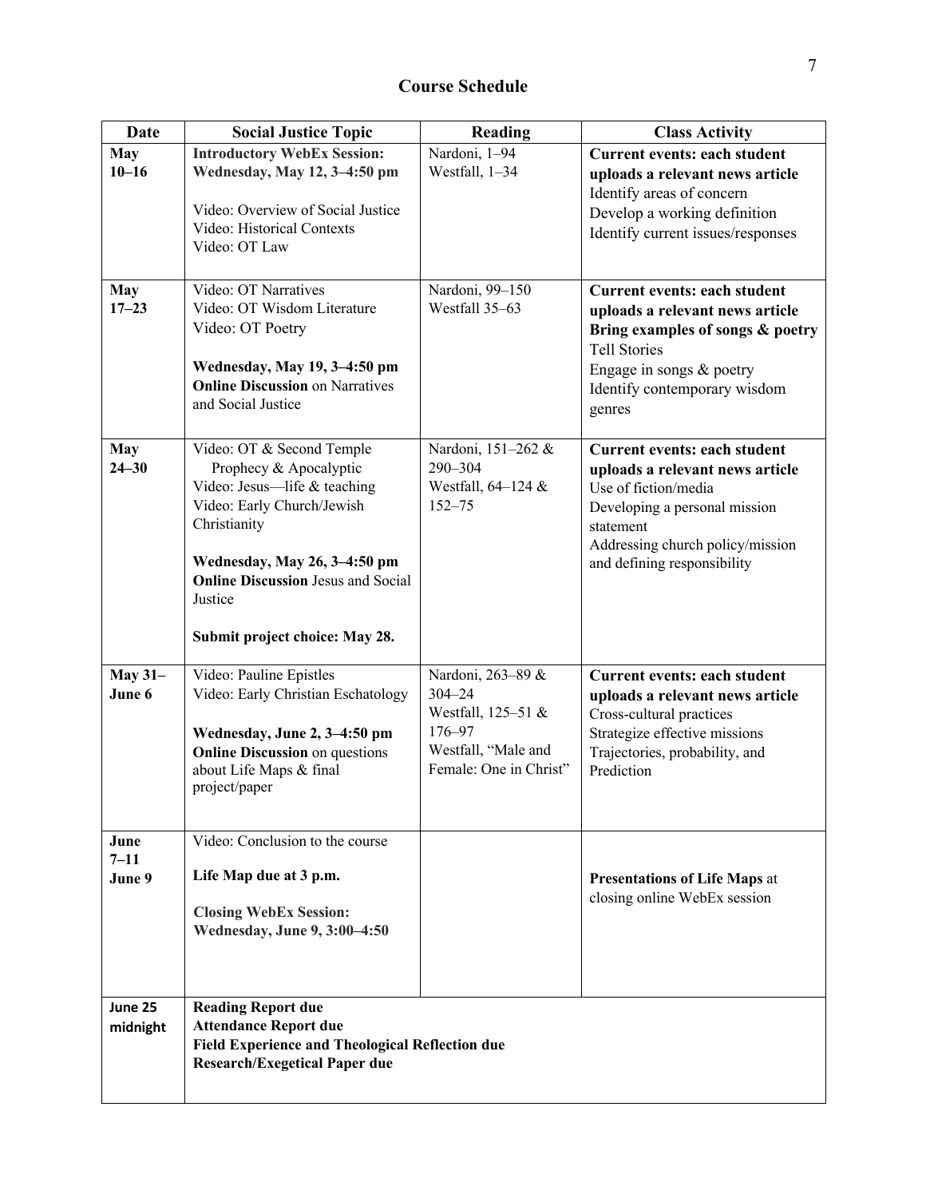## Course Schedule

| Date | Social Justice Topic | Reading | Class Activity |
|---|---|---|---|
| **May 10–16** | **Introductory WebEx Session: Wednesday, May 12, 3–4:50 pm**<br><br>Video: Overview of Social Justice<br>Video: Historical Contexts<br>Video: OT Law | Nardoni, 1–94<br>Westfall, 1–34 | **Current events: each student uploads a relevant news article**<br>Identify areas of concern<br>Develop a working definition<br>Identify current issues/responses |
| **May 17–23** | Video: OT Narratives<br>Video: OT Wisdom Literature<br>Video: OT Poetry<br><br>**Wednesday, May 19, 3–4:50 pm**<br>**Online Discussion** on Narratives and Social Justice | Nardoni, 99–150<br>Westfall 35–63 | **Current events: each student uploads a relevant news article**<br>**Bring examples of songs & poetry**<br>Tell Stories<br>Engage in songs & poetry<br>Identify contemporary wisdom genres |
| **May 24–30** | Video: OT & Second Temple Prophecy & Apocalyptic<br>Video: Jesus—life & teaching<br>Video: Early Church/Jewish Christianity<br><br>**Wednesday, May 26, 3–4:50 pm**<br>**Online Discussion** Jesus and Social Justice<br><br>**Submit project choice: May 28.** | Nardoni, 151–262 & 290–304<br>Westfall, 64–124 & 152–75 | **Current events: each student uploads a relevant news article**<br>Use of fiction/media<br>Developing a personal mission statement<br>Addressing church policy/mission and defining responsibility |
| **May 31–June 6** | Video: Pauline Epistles<br>Video: Early Christian Eschatology<br><br>**Wednesday, June 2, 3–4:50 pm**<br>**Online Discussion** on questions about Life Maps & final project/paper | Nardoni, 263–89 & 304–24<br>Westfall, 125–51 & 176–97<br>Westfall, "Male and Female: One in Christ" | **Current events: each student uploads a relevant news article**<br>Cross-cultural practices<br>Strategize effective missions<br>Trajectories, probability, and Prediction |
| **June 7–11**<br>**June 9** | Video: Conclusion to the course<br><br>**Life Map due at 3 p.m.**<br><br>**Closing WebEx Session: Wednesday, June 9, 3:00–4:50** | | **Presentations of Life Maps** at closing online WebEx session |
| **June 25 midnight** | **Reading Report due**<br>**Attendance Report due**<br>**Field Experience and Theological Reflection due**<br>**Research/Exegetical Paper due** | | |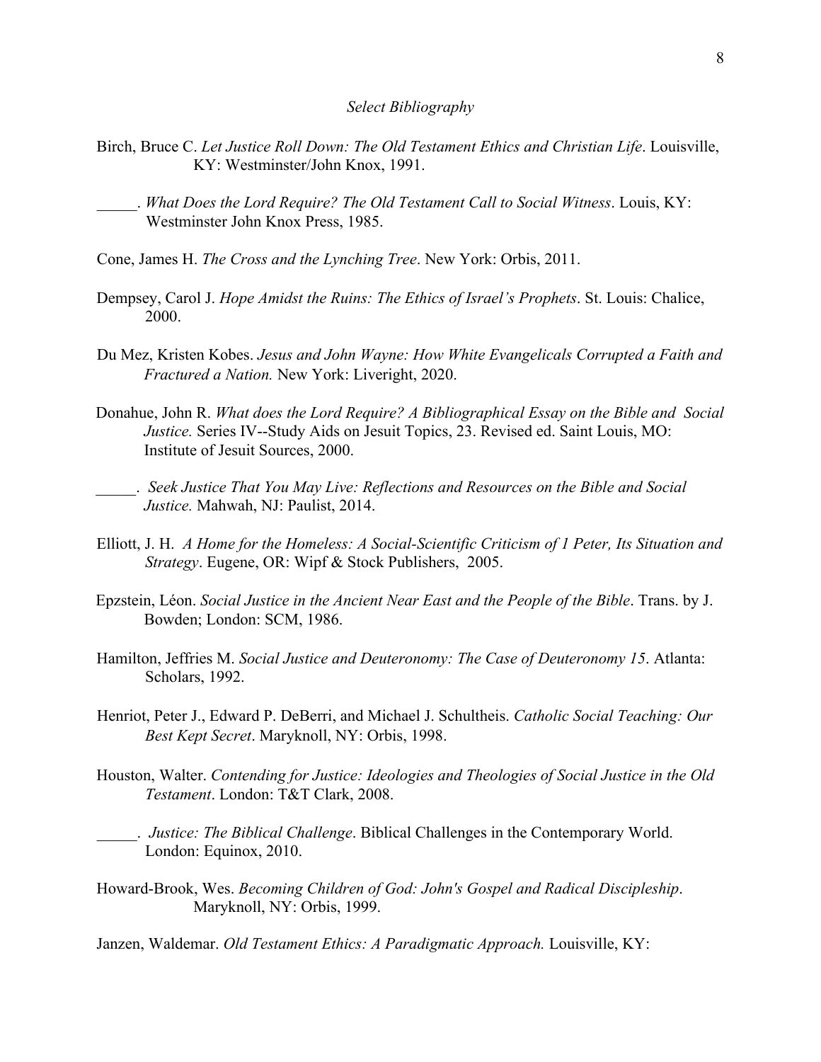*Select Bibliography*

Birch, Bruce C. *Let Justice Roll Down: The Old Testament Ethics and Christian Life*. Louisville, KY: Westminster/John Knox, 1991.

_____. *What Does the Lord Require? The Old Testament Call to Social Witness*. Louis, KY: Westminster John Knox Press, 1985.

Cone, James H. *The Cross and the Lynching Tree*. New York: Orbis, 2011.

Dempsey, Carol J. *Hope Amidst the Ruins: The Ethics of Israel's Prophets*. St. Louis: Chalice, 2000.

Du Mez, Kristen Kobes. *Jesus and John Wayne: How White Evangelicals Corrupted a Faith and Fractured a Nation.* New York: Liveright, 2020.

Donahue, John R. *What does the Lord Require? A Bibliographical Essay on the Bible and Social Justice.* Series IV--Study Aids on Jesuit Topics, 23. Revised ed. Saint Louis, MO: Institute of Jesuit Sources, 2000.

_____. *Seek Justice That You May Live: Reflections and Resources on the Bible and Social Justice.* Mahwah, NJ: Paulist, 2014.

Elliott, J. H. *A Home for the Homeless: A Social-Scientific Criticism of 1 Peter, Its Situation and Strategy*. Eugene, OR: Wipf & Stock Publishers, 2005.

Epzstein, Léon. *Social Justice in the Ancient Near East and the People of the Bible*. Trans. by J. Bowden; London: SCM, 1986.

Hamilton, Jeffries M. *Social Justice and Deuteronomy: The Case of Deuteronomy 15*. Atlanta: Scholars, 1992.

Henriot, Peter J., Edward P. DeBerri, and Michael J. Schultheis. *Catholic Social Teaching: Our Best Kept Secret*. Maryknoll, NY: Orbis, 1998.

Houston, Walter. *Contending for Justice: Ideologies and Theologies of Social Justice in the Old Testament*. London: T&T Clark, 2008.

_____. *Justice: The Biblical Challenge*. Biblical Challenges in the Contemporary World. London: Equinox, 2010.

Howard-Brook, Wes. *Becoming Children of God: John's Gospel and Radical Discipleship*. Maryknoll, NY: Orbis, 1999.

Janzen, Waldemar. *Old Testament Ethics: A Paradigmatic Approach.* Louisville, KY: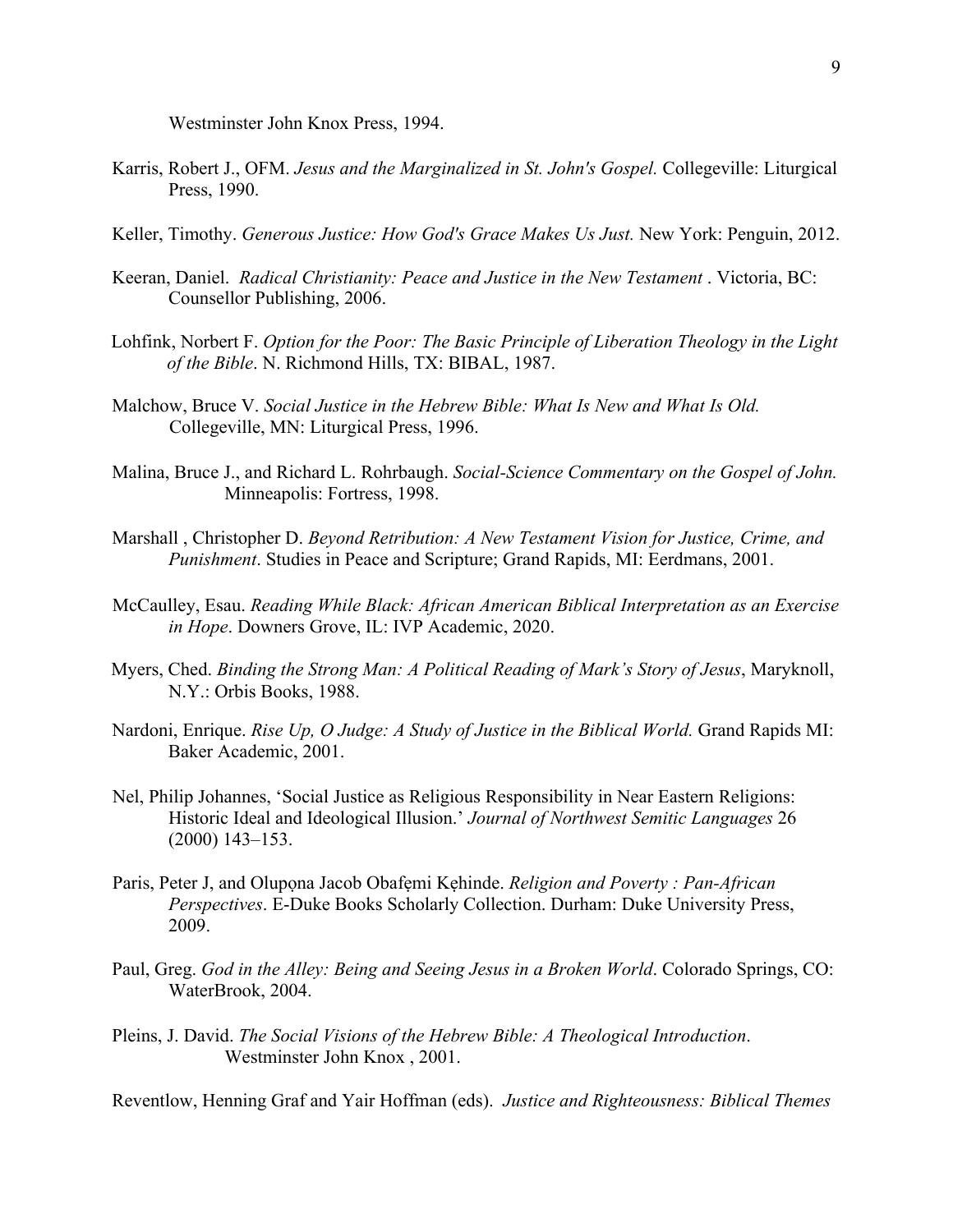Westminster John Knox Press, 1994.

Karris, Robert J., OFM. *Jesus and the Marginalized in St. John's Gospel.* Collegeville: Liturgical Press, 1990.

Keller, Timothy. *Generous Justice: How God's Grace Makes Us Just.* New York: Penguin, 2012.

Keeran, Daniel. *Radical Christianity: Peace and Justice in the New Testament* . Victoria, BC: Counsellor Publishing, 2006.

Lohfink, Norbert F. *Option for the Poor: The Basic Principle of Liberation Theology in the Light of the Bible*. N. Richmond Hills, TX: BIBAL, 1987.

Malchow, Bruce V. *Social Justice in the Hebrew Bible: What Is New and What Is Old.* Collegeville, MN: Liturgical Press, 1996.

Malina, Bruce J., and Richard L. Rohrbaugh. *Social-Science Commentary on the Gospel of John.* Minneapolis: Fortress, 1998.

Marshall , Christopher D. *Beyond Retribution: A New Testament Vision for Justice, Crime, and Punishment*. Studies in Peace and Scripture; Grand Rapids, MI: Eerdmans, 2001.

McCaulley, Esau. *Reading While Black: African American Biblical Interpretation as an Exercise in Hope*. Downers Grove, IL: IVP Academic, 2020.

Myers, Ched. *Binding the Strong Man: A Political Reading of Mark's Story of Jesus*, Maryknoll, N.Y.: Orbis Books, 1988.

Nardoni, Enrique. *Rise Up, O Judge: A Study of Justice in the Biblical World.* Grand Rapids MI: Baker Academic, 2001.

Nel, Philip Johannes, 'Social Justice as Religious Responsibility in Near Eastern Religions: Historic Ideal and Ideological Illusion.' *Journal of Northwest Semitic Languages* 26 (2000) 143–153.

Paris, Peter J, and Olupọna Jacob Obafẹmi Kẹhinde. *Religion and Poverty : Pan-African Perspectives*. E-Duke Books Scholarly Collection. Durham: Duke University Press, 2009.

Paul, Greg. *God in the Alley: Being and Seeing Jesus in a Broken World*. Colorado Springs, CO: WaterBrook, 2004.

Pleins, J. David. *The Social Visions of the Hebrew Bible: A Theological Introduction*. Westminster John Knox , 2001.

Reventlow, Henning Graf and Yair Hoffman (eds). *Justice and Righteousness: Biblical Themes*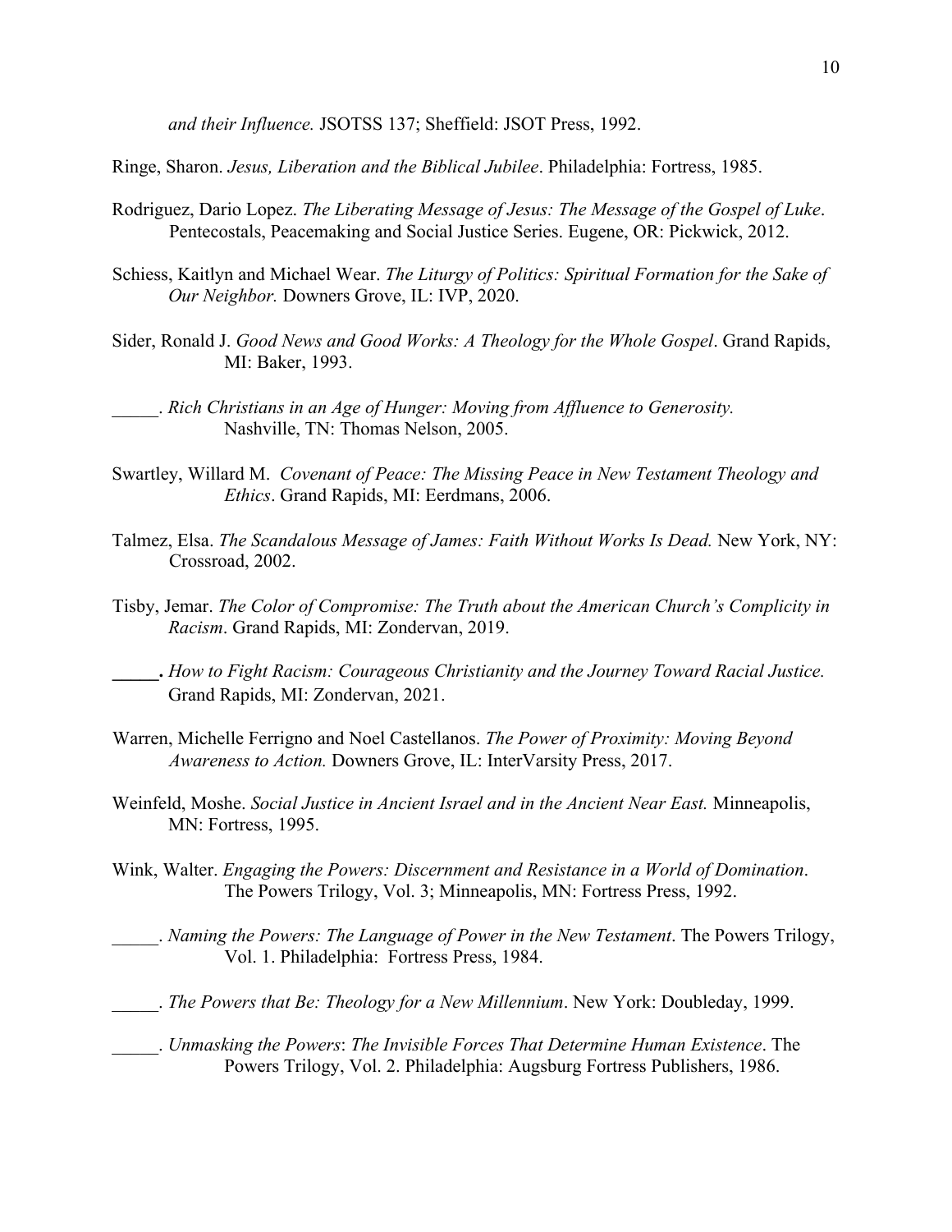*and their Influence.* JSOTSS 137; Sheffield: JSOT Press, 1992.

Ringe, Sharon. *Jesus, Liberation and the Biblical Jubilee*. Philadelphia: Fortress, 1985.

Rodriguez, Dario Lopez. *The Liberating Message of Jesus: The Message of the Gospel of Luke*. Pentecostals, Peacemaking and Social Justice Series. Eugene, OR: Pickwick, 2012.

Schiess, Kaitlyn and Michael Wear. *The Liturgy of Politics: Spiritual Formation for the Sake of Our Neighbor.* Downers Grove, IL: IVP, 2020.

Sider, Ronald J. *Good News and Good Works: A Theology for the Whole Gospel*. Grand Rapids, MI: Baker, 1993.

_____. *Rich Christians in an Age of Hunger: Moving from Affluence to Generosity.* Nashville, TN: Thomas Nelson, 2005.

Swartley, Willard M. *Covenant of Peace: The Missing Peace in New Testament Theology and Ethics*. Grand Rapids, MI: Eerdmans, 2006.

Talmez, Elsa. *The Scandalous Message of James: Faith Without Works Is Dead.* New York, NY: Crossroad, 2002.

Tisby, Jemar. *The Color of Compromise: The Truth about the American Church's Complicity in Racism*. Grand Rapids, MI: Zondervan, 2019.

**_____.** *How to Fight Racism: Courageous Christianity and the Journey Toward Racial Justice.* Grand Rapids, MI: Zondervan, 2021.

Warren, Michelle Ferrigno and Noel Castellanos. *The Power of Proximity: Moving Beyond Awareness to Action.* Downers Grove, IL: InterVarsity Press, 2017.

Weinfeld, Moshe. *Social Justice in Ancient Israel and in the Ancient Near East.* Minneapolis, MN: Fortress, 1995.

Wink, Walter. *Engaging the Powers: Discernment and Resistance in a World of Domination*. The Powers Trilogy, Vol. 3; Minneapolis, MN: Fortress Press, 1992.

_____. *Naming the Powers: The Language of Power in the New Testament*. The Powers Trilogy, Vol. 1. Philadelphia: Fortress Press, 1984.

_____. *The Powers that Be: Theology for a New Millennium*. New York: Doubleday, 1999.

_____. *Unmasking the Powers*: *The Invisible Forces That Determine Human Existence*. The Powers Trilogy, Vol. 2. Philadelphia: Augsburg Fortress Publishers, 1986.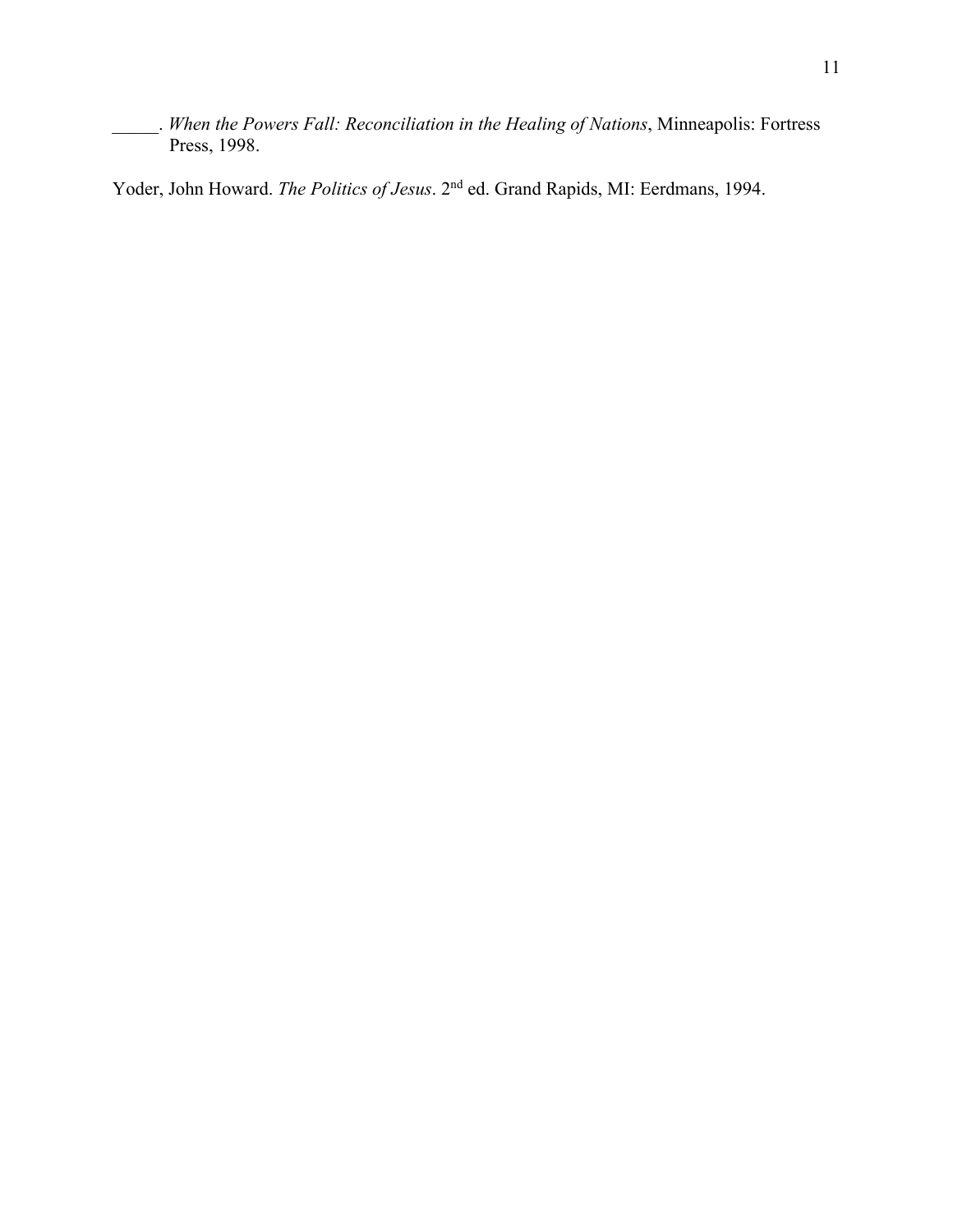_____. *When the Powers Fall: Reconciliation in the Healing of Nations*, Minneapolis: Fortress Press, 1998.

Yoder, John Howard. *The Politics of Jesus*. 2nd ed. Grand Rapids, MI: Eerdmans, 1994.